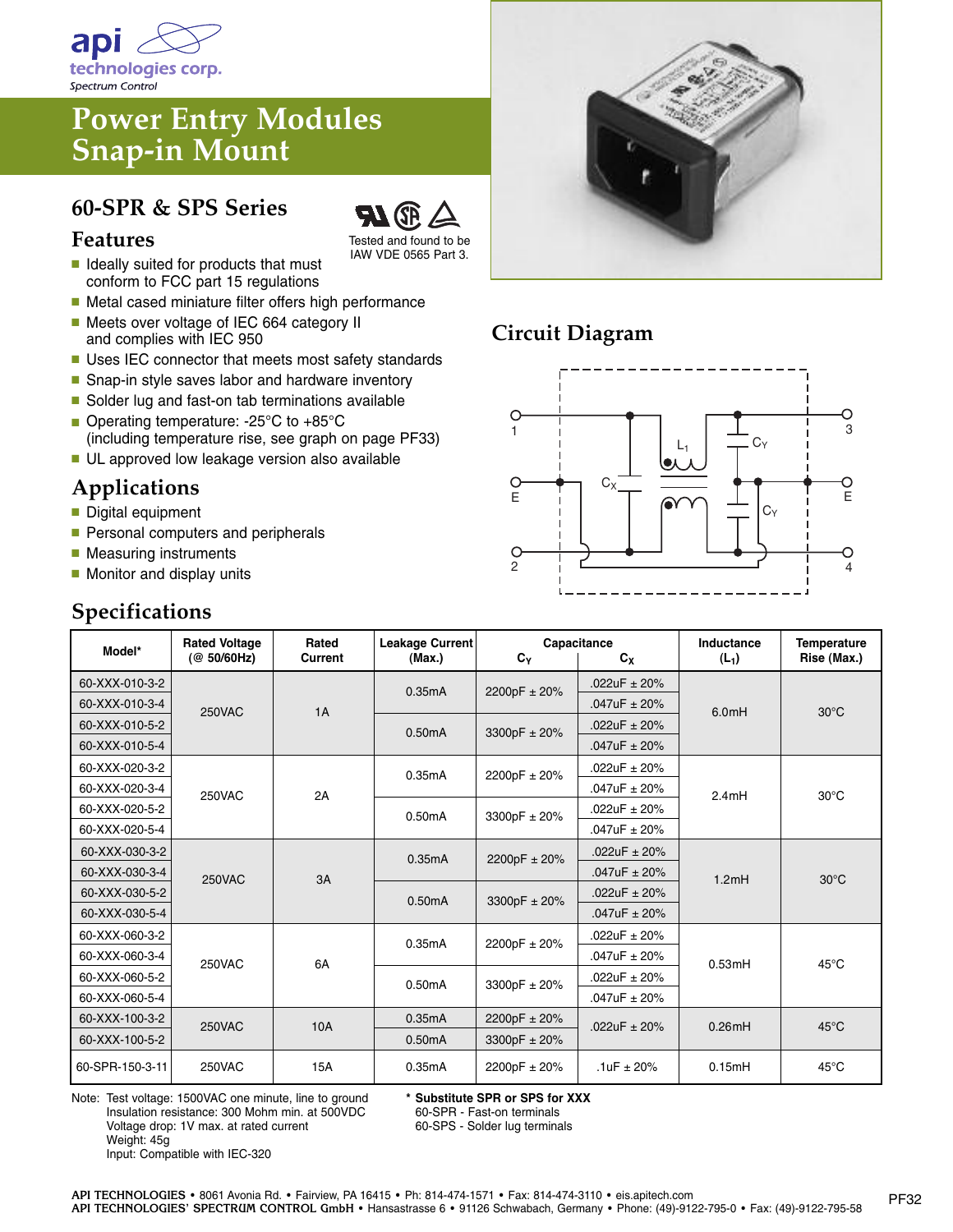api technologies corp.
Spectrum Control

# Power Entry Modules Snap-in Mount

## 60-SPR & SPS Series

Tested and found to be IAW VDE 0565 Part 3.

### Features

- Ideally suited for products that must conform to FCC part 15 regulations
- Metal cased miniature filter offers high performance
- Meets over voltage of IEC 664 category II and complies with IEC 950
- Uses IEC connector that meets most safety standards
- Snap-in style saves labor and hardware inventory
- Solder lug and fast-on tab terminations available
- Operating temperature: -25°C to +85°C (including temperature rise, see graph on page PF33)
- UL approved low leakage version also available

### Applications

- Digital equipment
- Personal computers and peripherals
- Measuring instruments
- Monitor and display units

## Circuit Diagram

## Specifications

| Model* | Rated Voltage (@ 50/60Hz) | Rated Current | Leakage Current (Max.) | Capacitance $C_Y$ | Capacitance $C_X$ | Inductance ($L_1$) | Temperature Rise (Max.) |
|---|---|---|---|---|---|---|---|
| 60-XXX-010-3-2 | 250VAC | 1A | 0.35mA | 2200pF ± 20% | .022uF ± 20% | 6.0mH | 30°C |
| 60-XXX-010-3-4 | | | | | .047uF ± 20% | | |
| 60-XXX-010-5-2 | | | 0.50mA | 3300pF ± 20% | .022uF ± 20% | | |
| 60-XXX-010-5-4 | | | | | .047uF ± 20% | | |
| 60-XXX-020-3-2 | 250VAC | 2A | 0.35mA | 2200pF ± 20% | .022uF ± 20% | 2.4mH | 30°C |
| 60-XXX-020-3-4 | | | | | .047uF ± 20% | | |
| 60-XXX-020-5-2 | | | 0.50mA | 3300pF ± 20% | .022uF ± 20% | | |
| 60-XXX-020-5-4 | | | | | .047uF ± 20% | | |
| 60-XXX-030-3-2 | 250VAC | 3A | 0.35mA | 2200pF ± 20% | .022uF ± 20% | 1.2mH | 30°C |
| 60-XXX-030-3-4 | | | | | .047uF ± 20% | | |
| 60-XXX-030-5-2 | | | 0.50mA | 3300pF ± 20% | .022uF ± 20% | | |
| 60-XXX-030-5-4 | | | | | .047uF ± 20% | | |
| 60-XXX-060-3-2 | 250VAC | 6A | 0.35mA | 2200pF ± 20% | .022uF ± 20% | 0.53mH | 45°C |
| 60-XXX-060-3-4 | | | | | .047uF ± 20% | | |
| 60-XXX-060-5-2 | | | 0.50mA | 3300pF ± 20% | .022uF ± 20% | | |
| 60-XXX-060-5-4 | | | | | .047uF ± 20% | | |
| 60-XXX-100-3-2 | 250VAC | 10A | 0.35mA | 2200pF ± 20% | .022uF ± 20% | 0.26mH | 45°C |
| 60-XXX-100-5-2 | | | 0.50mA | 3300pF ± 20% | | | |
| 60-SPR-150-3-11 | 250VAC | 15A | 0.35mA | 2200pF ± 20% | .1uF ± 20% | 0.15mH | 45°C |

Note: Test voltage: 1500VAC one minute, line to ground
Insulation resistance: 300 Mohm min. at 500VDC
Voltage drop: 1V max. at rated current
Weight: 45g
Input: Compatible with IEC-320

**\* Substitute SPR or SPS for XXX**
60-SPR - Fast-on terminals
60-SPS - Solder lug terminals

API TECHNOLOGIES • 8061 Avonia Rd. • Fairview, PA 16415 • Ph: 814-474-1571 • Fax: 814-474-3110 • eis.apitech.com
API TECHNOLOGIES' SPECTRUM CONTROL GmbH • Hansastrasse 6 • 91126 Schwabach, Germany • Phone: (49)-9122-795-0 • Fax: (49)-9122-795-58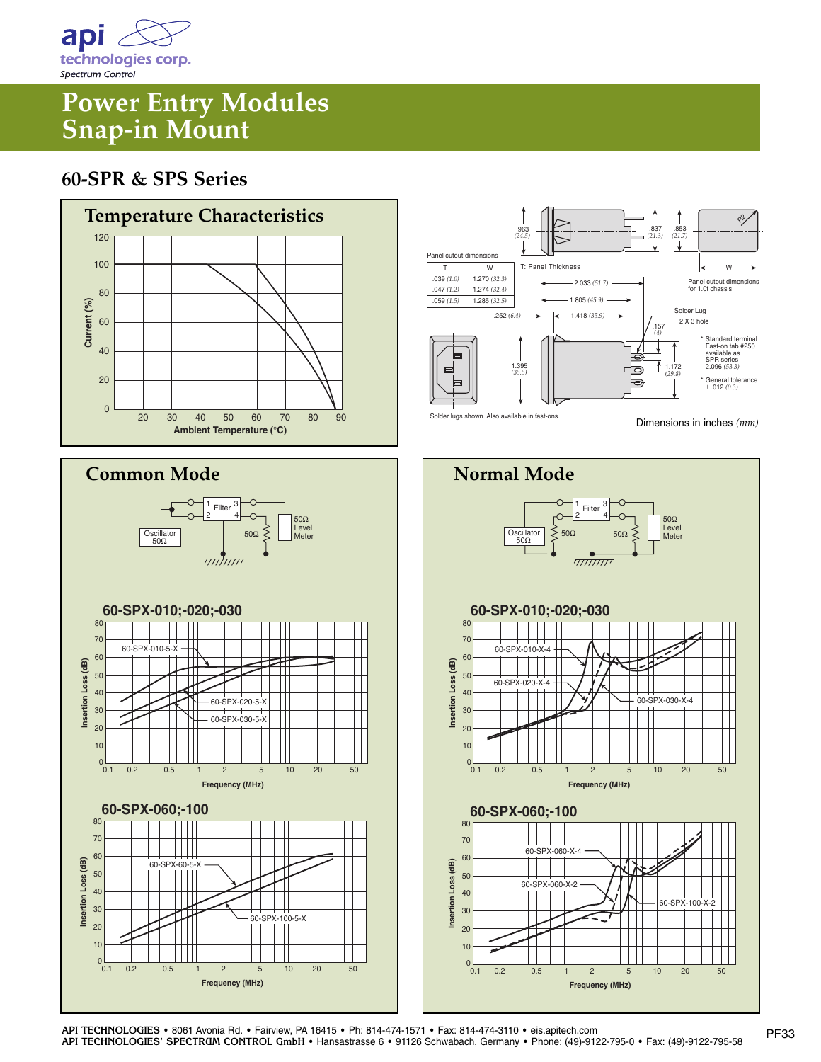# Power Entry Modules Snap-in Mount

## 60-SPR & SPS Series

### Temperature Characteristics

Current (%)
120
100
80
60
40
20
0
20 30 40 50 60 70 80 90
Ambient Temperature (°C)

Panel cutout dimensions

| T | W |
|---|---|
| .039 *(1.0)* | 1.270 *(32.3)* |
| .047 *(1.2)* | 1.274 *(32.4)* |
| .059 *(1.5)* | 1.285 *(32.5)* |

T: Panel Thickness

.963 *(24.5)*
.837 *(21.3)*
.853 *(21.7)*
R2
W
Panel cutout dimensions for 1.0t chassis
2.033 *(51.7)*
1.805 *(45.9)*
.252 *(6.4)*
1.418 *(35.9)*
Solder Lug
2 X 3 hole
.157 *(4)*
1.395 *(35.5)*
1.172 *(29.8)*

* Standard terminal Fast-on tab #250 available as SPR series 2.096 *(53.3)*
* General tolerance ± .012 *(0.3)*

Solder lugs shown. Also available in fast-ons.

Dimensions in inches *(mm)*

### Common Mode

Oscillator 50Ω
Filter 1 2 3 4
50Ω
50Ω Level Meter

**60-SPX-010;-020;-030**

Insertion Loss (dB)
Frequency (MHz)
60-SPX-010-5-X
60-SPX-020-5-X
60-SPX-030-5-X

**60-SPX-060;-100**

Insertion Loss (dB)
Frequency (MHz)
60-SPX-60-5-X
60-SPX-100-5-X

### Normal Mode

Oscillator 50Ω
Filter 1 2 3 4
50Ω
50Ω
50Ω Level Meter

**60-SPX-010;-020;-030**

Insertion Loss (dB)
Frequency (MHz)
60-SPX-010-X-4
60-SPX-020-X-4
60-SPX-030-X-4

**60-SPX-060;-100**

Insertion Loss (dB)
Frequency (MHz)
60-SPX-060-X-4
60-SPX-060-X-2
60-SPX-100-X-2

**API TECHNOLOGIES** • 8061 Avonia Rd. • Fairview, PA 16415 • Ph: 814-474-1571 • Fax: 814-474-3110 • eis.apitech.com
**API TECHNOLOGIES' SPECTRUM CONTROL GmbH** • Hansastrasse 6 • 91126 Schwabach, Germany • Phone: (49)-9122-795-0 • Fax: (49)-9122-795-58